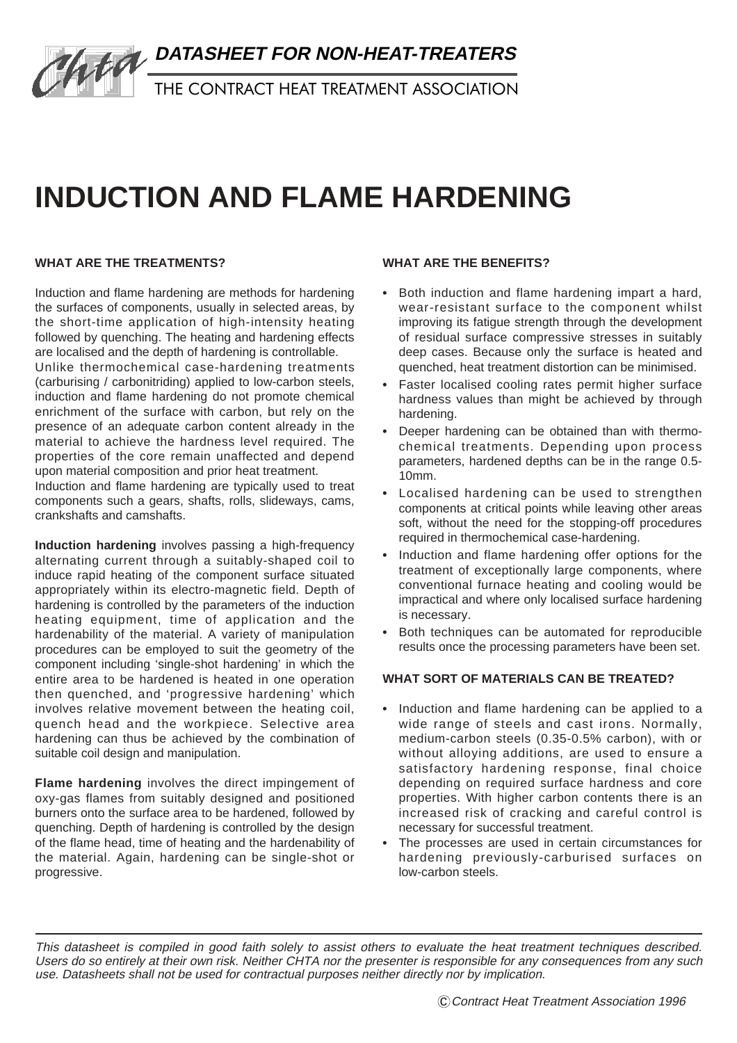**DATASHEET FOR NON-HEAT-TREATERS**

THE CONTRACT HEAT TREATMENT ASSOCIATION

# INDUCTION AND FLAME HARDENING

### WHAT ARE THE TREATMENTS?

Induction and flame hardening are methods for hardening the surfaces of components, usually in selected areas, by the short-time application of high-intensity heating followed by quenching. The heating and hardening effects are localised and the depth of hardening is controllable.

Unlike thermochemical case-hardening treatments (carburising / carbonitriding) applied to low-carbon steels, induction and flame hardening do not promote chemical enrichment of the surface with carbon, but rely on the presence of an adequate carbon content already in the material to achieve the hardness level required. The properties of the core remain unaffected and depend upon material composition and prior heat treatment.

Induction and flame hardening are typically used to treat components such a gears, shafts, rolls, slideways, cams, crankshafts and camshafts.

**Induction hardening** involves passing a high-frequency alternating current through a suitably-shaped coil to induce rapid heating of the component surface situated appropriately within its electro-magnetic field. Depth of hardening is controlled by the parameters of the induction heating equipment, time of application and the hardenability of the material. A variety of manipulation procedures can be employed to suit the geometry of the component including 'single-shot hardening' in which the entire area to be hardened is heated in one operation then quenched, and 'progressive hardening' which involves relative movement between the heating coil, quench head and the workpiece. Selective area hardening can thus be achieved by the combination of suitable coil design and manipulation.

**Flame hardening** involves the direct impingement of oxy-gas flames from suitably designed and positioned burners onto the surface area to be hardened, followed by quenching. Depth of hardening is controlled by the design of the flame head, time of heating and the hardenability of the material. Again, hardening can be single-shot or progressive.

### WHAT ARE THE BENEFITS?

- Both induction and flame hardening impart a hard, wear-resistant surface to the component whilst improving its fatigue strength through the development of residual surface compressive stresses in suitably deep cases. Because only the surface is heated and quenched, heat treatment distortion can be minimised.
- Faster localised cooling rates permit higher surface hardness values than might be achieved by through hardening.
- Deeper hardening can be obtained than with thermo-chemical treatments. Depending upon process parameters, hardened depths can be in the range 0.5-10mm.
- Localised hardening can be used to strengthen components at critical points while leaving other areas soft, without the need for the stopping-off procedures required in thermochemical case-hardening.
- Induction and flame hardening offer options for the treatment of exceptionally large components, where conventional furnace heating and cooling would be impractical and where only localised surface hardening is necessary.
- Both techniques can be automated for reproducible results once the processing parameters have been set.

### WHAT SORT OF MATERIALS CAN BE TREATED?

- Induction and flame hardening can be applied to a wide range of steels and cast irons. Normally, medium-carbon steels (0.35-0.5% carbon), with or without alloying additions, are used to ensure a satisfactory hardening response, final choice depending on required surface hardness and core properties. With higher carbon contents there is an increased risk of cracking and careful control is necessary for successful treatment.
- The processes are used in certain circumstances for hardening previously-carburised surfaces on low-carbon steels.

---

*This datasheet is compiled in good faith solely to assist others to evaluate the heat treatment techniques described. Users do so entirely at their own risk. Neither CHTA nor the presenter is responsible for any consequences from any such use. Datasheets shall not be used for contractual purposes neither directly nor by implication.*

*© Contract Heat Treatment Association 1996*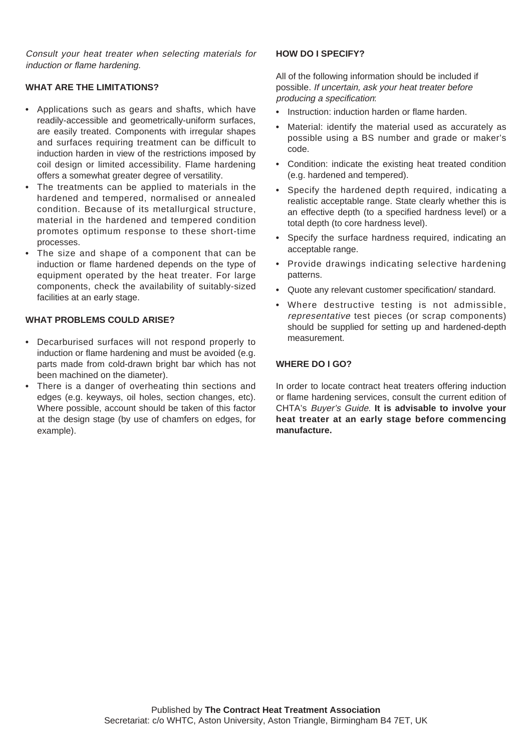*Consult your heat treater when selecting materials for induction or flame hardening.*

## WHAT ARE THE LIMITATIONS?

- Applications such as gears and shafts, which have readily-accessible and geometrically-uniform surfaces, are easily treated. Components with irregular shapes and surfaces requiring treatment can be difficult to induction harden in view of the restrictions imposed by coil design or limited accessibility. Flame hardening offers a somewhat greater degree of versatility.
- The treatments can be applied to materials in the hardened and tempered, normalised or annealed condition. Because of its metallurgical structure, material in the hardened and tempered condition promotes optimum response to these short-time processes.
- The size and shape of a component that can be induction or flame hardened depends on the type of equipment operated by the heat treater. For large components, check the availability of suitably-sized facilities at an early stage.

## WHAT PROBLEMS COULD ARISE?

- Decarburised surfaces will not respond properly to induction or flame hardening and must be avoided (e.g. parts made from cold-drawn bright bar which has not been machined on the diameter).
- There is a danger of overheating thin sections and edges (e.g. keyways, oil holes, section changes, etc). Where possible, account should be taken of this factor at the design stage (by use of chamfers on edges, for example).

## HOW DO I SPECIFY?

All of the following information should be included if possible. *If uncertain, ask your heat treater before producing a specification*:

- Instruction: induction harden or flame harden.
- Material: identify the material used as accurately as possible using a BS number and grade or maker's code.
- Condition: indicate the existing heat treated condition (e.g. hardened and tempered).
- Specify the hardened depth required, indicating a realistic acceptable range. State clearly whether this is an effective depth (to a specified hardness level) or a total depth (to core hardness level).
- Specify the surface hardness required, indicating an acceptable range.
- Provide drawings indicating selective hardening patterns.
- Quote any relevant customer specification/ standard.
- Where destructive testing is not admissible, *representative* test pieces (or scrap components) should be supplied for setting up and hardened-depth measurement.

## WHERE DO I GO?

In order to locate contract heat treaters offering induction or flame hardening services, consult the current edition of CHTA's *Buyer's Guide*. **It is advisable to involve your heat treater at an early stage before commencing manufacture.**

Published by **The Contract Heat Treatment Association**
Secretariat: c/o WHTC, Aston University, Aston Triangle, Birmingham B4 7ET, UK